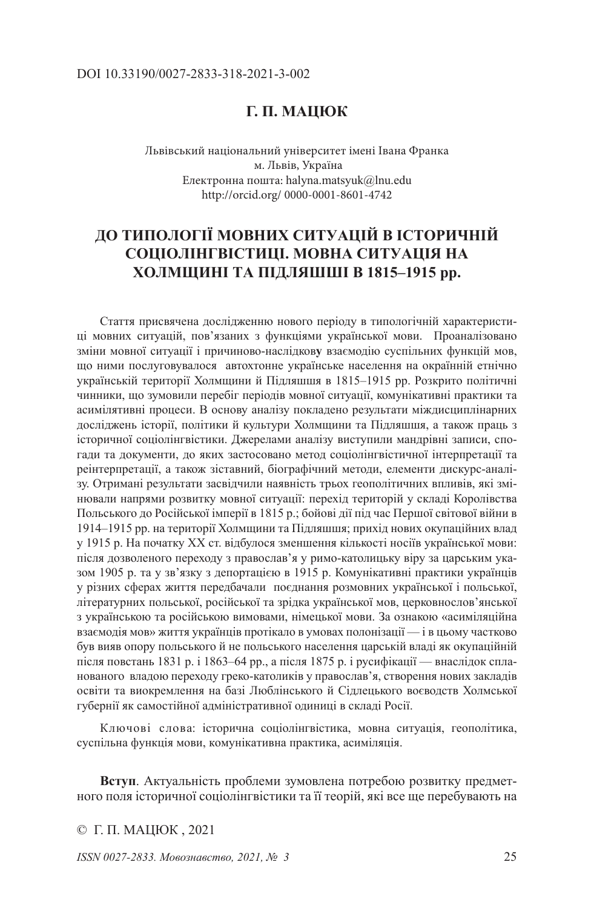DOI 10.33190/0027-2833-318-2021-3-002

**Г. П. МАЦЮК**

Львівський національний університет імені Івана Франка
м. Львів, Україна
Електронна пошта: halyna.matsyuk@lnu.edu
http://orcid.org/ 0000-0001-8601-4742

# ДО ТИПОЛОГІЇ МОВНИХ СИТУАЦІЙ В ІСТОРИЧНІЙ СОЦІОЛІНГВІСТИЦІ. МОВНА СИТУАЦІЯ НА ХОЛМЩИНІ ТА ПІДЛЯШШІ В 1815–1915 рр.

Стаття присвячена дослідженню нового періоду в типологічній характеристиці мовних ситуацій, пов'язаних з функціями української мови. Проаналізовано зміни мовної ситуації і причиново-наслідкову взаємодію суспільних функцій мов, що ними послуговувалося автохтонне українське населення на окраїнній етнічно українській території Холмщини й Підляшшя в 1815–1915 рр. Розкрито політичні чинники, що зумовили перебіг періодів мовної ситуації, комунікативні практики та асимілятивні процеси. В основу аналізу покладено результати міждисциплінарних досліджень історії, політики й культури Холмщини та Підляшшя, а також праць з історичної соціолінгвістики. Джерелами аналізу виступили мандрівні записи, спогади та документи, до яких застосовано метод соціолінгвістичної інтерпретації та реінтерпретації, а також зіставний, біографічний методи, елементи дискурс-аналізу. Отримані результати засвідчили наявність трьох геополітичних впливів, які змінювали напрями розвитку мовної ситуації: перехід територій у складі Королівства Польського до Російської імперії в 1815 р.; бойові дії під час Першої світової війни в 1914–1915 рр. на території Холмщини та Підляшшя; прихід нових окупаційних влад у 1915 р. На початку XX ст. відбулося зменшення кількості носіїв української мови: після дозволеного переходу з православ'я у римо-католицьку віру за царським указом 1905 р. та у зв'язку з депортацією в 1915 р. Комунікативні практики українців у різних сферах життя передбачали поєднання розмовних української і польської, літературних польської, російської та зрідка української мов, церковнослов'янської з українською та російською вимовами, німецької мови. За ознакою «асиміляційна взаємодія мов» життя українців протікало в умовах полонізації — і в цьому частково був вияв опору польського й не польського населення царській владі як окупаційній після повстань 1831 р. і 1863–64 рр., а після 1875 р. і русифікації — внаслідок спланованого владою переходу греко-католиків у православ'я, створення нових закладів освіти та виокремлення на базі Люблінського й Сідлецького воєводств Холмської губернії як самостійної адміністративної одиниці в складі Росії.

Ключові слова: історична соціолінгвістика, мовна ситуація, геополітика, суспільна функція мови, комунікативна практика, асиміляція.

**Вступ**. Актуальність проблеми зумовлена потребою розвитку предметного поля історичної соціолінгвістики та її теорій, які все ще перебувають на

© Г. П. МАЦЮК , 2021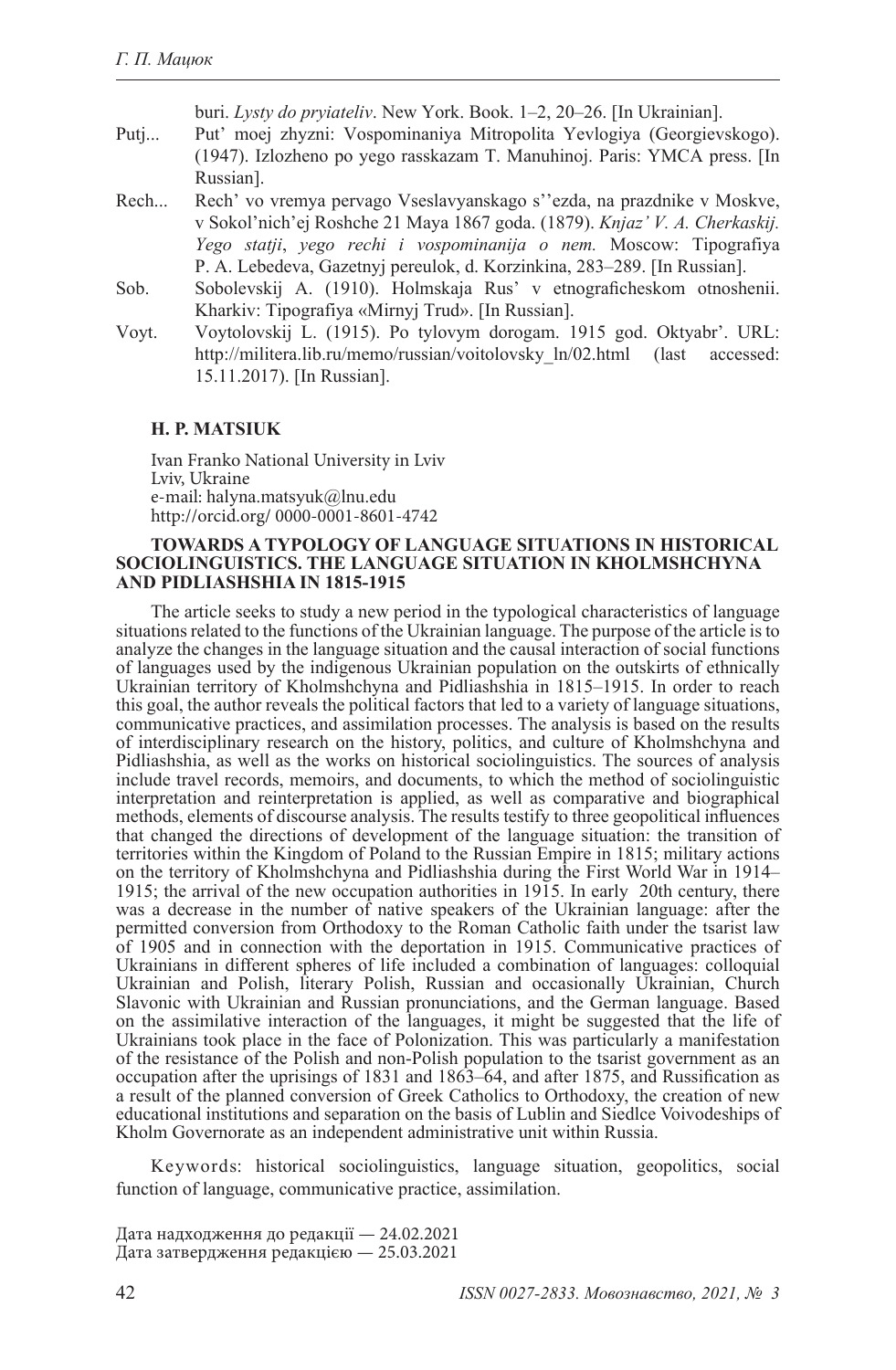buri. *Lysty do pryiateliv*. New York. Book. 1–2, 20–26. [In Ukrainian].

Putj... Put' moej zhyzni: Vospominaniya Mitropolita Yevlogiya (Georgievskogo). (1947). Izlozheno po yego rasskazam T. Manuhinoj. Paris: YMCA press. [In Russian].

Rech... Rech' vo vremya pervago Vseslavyanskago s''ezda, na prazdnike v Moskve, v Sokol'nich'ej Roshche 21 Maya 1867 goda. (1879). *Knjaz' V. A. Cherkaskij. Yego statji*, *yego rechi i vospominanija o nem.* Moscow: Tipografiya P. A. Lebedeva, Gazetnyj pereulok, d. Korzinkina, 283–289. [In Russian].

Sob. Sobolevskij A. (1910). Holmskaja Rus' v etnograficheskom otnoshenii. Kharkiv: Tipografiya «Mirnyj Trud». [In Russian].

Voyt. Voytolovskij L. (1915). Po tylovym dorogam. 1915 god. Oktyabr'. URL: http://militera.lib.ru/memo/russian/voitolovsky_ln/02.html (last accessed: 15.11.2017). [In Russian].

**H. P. MATSIUK**

Ivan Franko National University in Lviv
Lviv, Ukraine
e-mail: halyna.matsyuk@lnu.edu
http://orcid.org/ 0000-0001-8601-4742

**TOWARDS A TYPOLOGY OF LANGUAGE SITUATIONS IN HISTORICAL SOCIOLINGUISTICS. THE LANGUAGE SITUATION IN KHOLMSHCHYNA AND PIDLIASHSHIA IN 1815-1915**

The article seeks to study a new period in the typological characteristics of language situations related to the functions of the Ukrainian language. The purpose of the article is to analyze the changes in the language situation and the causal interaction of social functions of languages used by the indigenous Ukrainian population on the outskirts of ethnically Ukrainian territory of Kholmshchyna and Pidliashshia in 1815–1915. In order to reach this goal, the author reveals the political factors that led to a variety of language situations, communicative practices, and assimilation processes. The analysis is based on the results of interdisciplinary research on the history, politics, and culture of Kholmshchyna and Pidliashshia, as well as the works on historical sociolinguistics. The sources of analysis include travel records, memoirs, and documents, to which the method of sociolinguistic interpretation and reinterpretation is applied, as well as comparative and biographical methods, elements of discourse analysis. The results testify to three geopolitical influences that changed the directions of development of the language situation: the transition of territories within the Kingdom of Poland to the Russian Empire in 1815; military actions on the territory of Kholmshchyna and Pidliashshia during the First World War in 1914–1915; the arrival of the new occupation authorities in 1915. In early 20th century, there was a decrease in the number of native speakers of the Ukrainian language: after the permitted conversion from Orthodoxy to the Roman Catholic faith under the tsarist law of 1905 and in connection with the deportation in 1915. Communicative practices of Ukrainians in different spheres of life included a combination of languages: colloquial Ukrainian and Polish, literary Polish, Russian and occasionally Ukrainian, Church Slavonic with Ukrainian and Russian pronunciations, and the German language. Based on the assimilative interaction of the languages, it might be suggested that the life of Ukrainians took place in the face of Polonization. This was particularly a manifestation of the resistance of the Polish and non-Polish population to the tsarist government as an occupation after the uprisings of 1831 and 1863–64, and after 1875, and Russification as a result of the planned conversion of Greek Catholics to Orthodoxy, the creation of new educational institutions and separation on the basis of Lublin and Siedlce Voivodeships of Kholm Governorate as an independent administrative unit within Russia.

Keywords: historical sociolinguistics, language situation, geopolitics, social function of language, communicative practice, assimilation.

Дата надходження до редакції — 24.02.2021
Дата затвердження редакцією — 25.03.2021